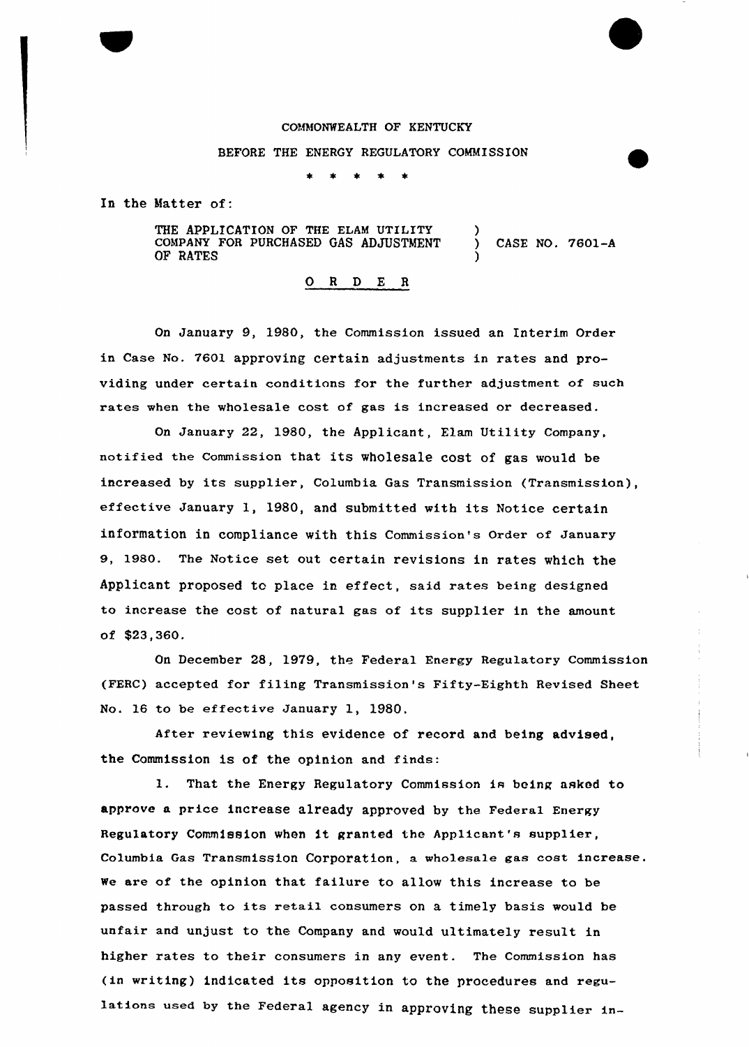COMMONWEALTH OF KENTUCKY

BEFORE THE ENERGY REGULATORY COMMISSION

\* \* \* \* \*

In the Matter of:

THE APPLICATION OF THE ELAM UTILITY COMPANY FOR PURCHASED GAS ADJUSTMENT OF RATES ) CASE NO. 7601-A

O R D E R

On January 9, 1980, the Commission issued an Interim Order in Case No. 7601 approving certain adjustments in rates and providing under certain conditions for the further adjustment of such rates when the wholesale cost of gas is increased or decreased.

On January 22, 1980, the Applicant, Elam Utility Company, notified the Commission that its wholesale cost of gas would be increased by its supplier, Columbia Gas Transmission (Transmission), effective January 1, 1980, and submitted with its Notice certain information in compliance with this Commission's Order of January 9, 1980. The Notice set out certain revisions in rates which the Applicant proposed to place in effect, said rates being designed to increase the cost of natural gas of its supplier in the amount of $23,360.

On December 28, 1979, the Federal Energy Regulatory Commission (FERC) accepted for filing Transmission's Fifty-Eighth Revised Sheet No. 16 to be effective January 1, 1980.

After reviewing this evidence of record and being advised, the Commission is of the opinion and finds:

1. That the Energy Regulatory Commission is being asked to approve a price increase already approved by the Federal Energy Regulatory Commission when it granted the Applicant's supplier, Columbia Gas Transmission Corporation, a wholesale gas cost increase. We are of the opinion that failure to allow this increase to be passed through to its retail consumers on a timely basis would be unfair and unjust to the Company and would ultimately result in higher rates to their consumers in any event. The Commission has (in writing) indicated its opposition to the procedures and regulations used by the Federal agency in approving these supplier in-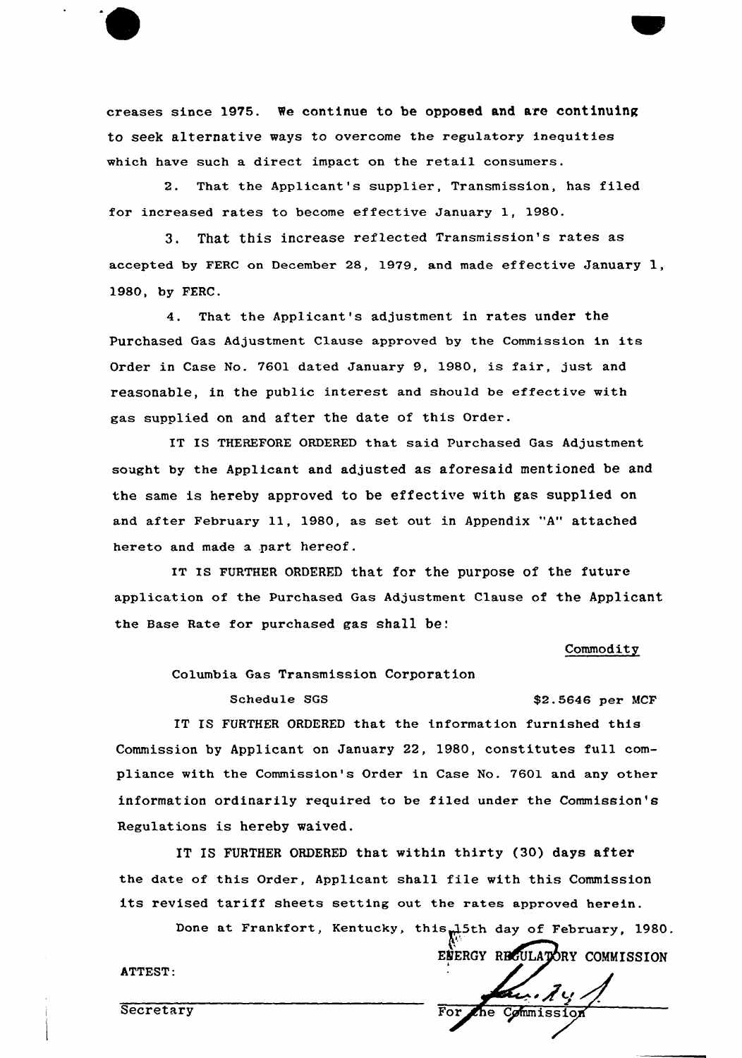creases since 1975. We continue to be opposed and are continuing to seek alternative ways to overcome the regulatory inequities which have such a direct impact on the retail consumers.

2. That the Applicant's supplier, Transmission, has filed for increased rates to become effective January 1, 1980.

3. That this increase reflected Transmission's rates as accepted by FERC on December 28, 1979, and made effective January 1, 1980, by FERC.

4. That the Applicant's adjustment in rates under the Purchased Gas Adjustment Clause approved by the Commission in its Order in Case No. 7601 dated January 9, 1980, is fair, just and reasonable, in the public interest and should be effective with gas supplied on and after the date of this Order.

IT IS THEREFORE ORDERED that said Purchased Gas Adjustment sought by the Applicant and adjusted as aforesaid mentioned be and the same is hereby approved to be effective with gas supplied on and after February 11, 1980, as set out in Appendix "A" attached hereto and made a part hereof.

IT IS FURTHER ORDERED that for the purpose of the future application of the Purchased Gas Adjustment Clause of the Applicant the Base Rate for purchased gas shall be:

| | Commodity |
|---|---|
| Columbia Gas Transmission Corporation | |
| Schedule SGS | $2.5646 per MCF |

IT IS FURTHER ORDERED that the information furnished this Commission by Applicant on January 22, 1980, constitutes full compliance with the Commission's Order in Case No. 7601 and any other information ordinarily required to be filed under the Commission's Regulations is hereby waived.

IT IS FURTHER ORDERED that within thirty (30) days after the date of this Order, Applicant shall file with this Commission its revised tariff sheets setting out the rates approved herein.

Done at Frankfort, Kentucky, this 15th day of February, 1980.

ENERGY REGULATORY COMMISSION

For the Commission

ATTEST:

Secretary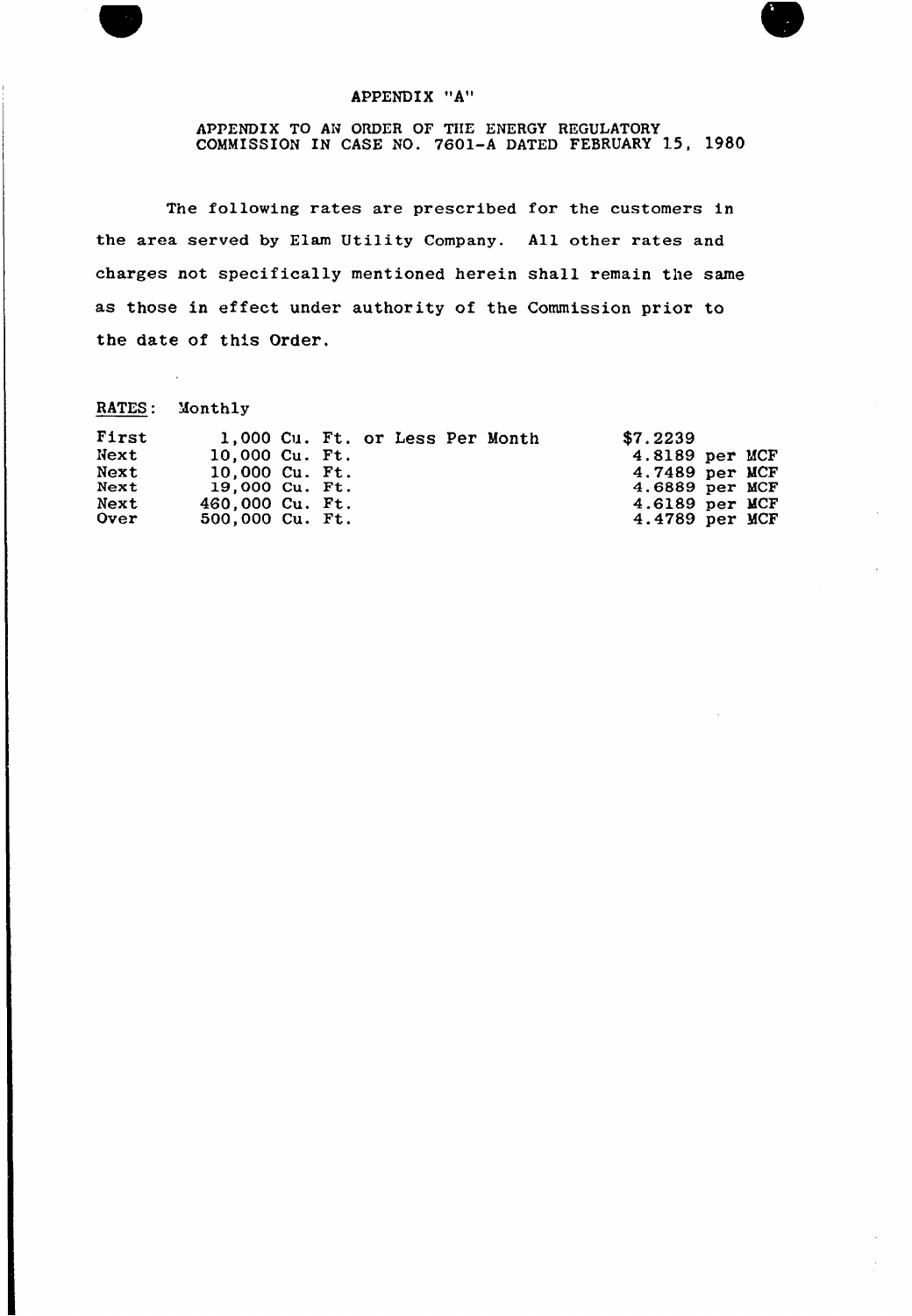APPENDIX "A"

APPENDIX TO AN ORDER OF THE ENERGY REGULATORY COMMISSION IN CASE NO. 7601-A DATED FEBRUARY 15, 1980

The following rates are prescribed for the customers in the area served by Elam Utility Company. All other rates and charges not specifically mentioned herein shall remain the same as those in effect under authority of the Commission prior to the date of this Order.

RATES: Monthly

| | | |
|---|---|---|
| First | 1,000 Cu. Ft. or Less Per Month | $7.2239 |
| Next | 10,000 Cu. Ft. | 4.8189 per MCF |
| Next | 10,000 Cu. Ft. | 4.7489 per MCF |
| Next | 19,000 Cu. Ft. | 4.6889 per MCF |
| Next | 460,000 Cu. Ft. | 4.6189 per MCF |
| Over | 500,000 Cu. Ft. | 4.4789 per MCF |